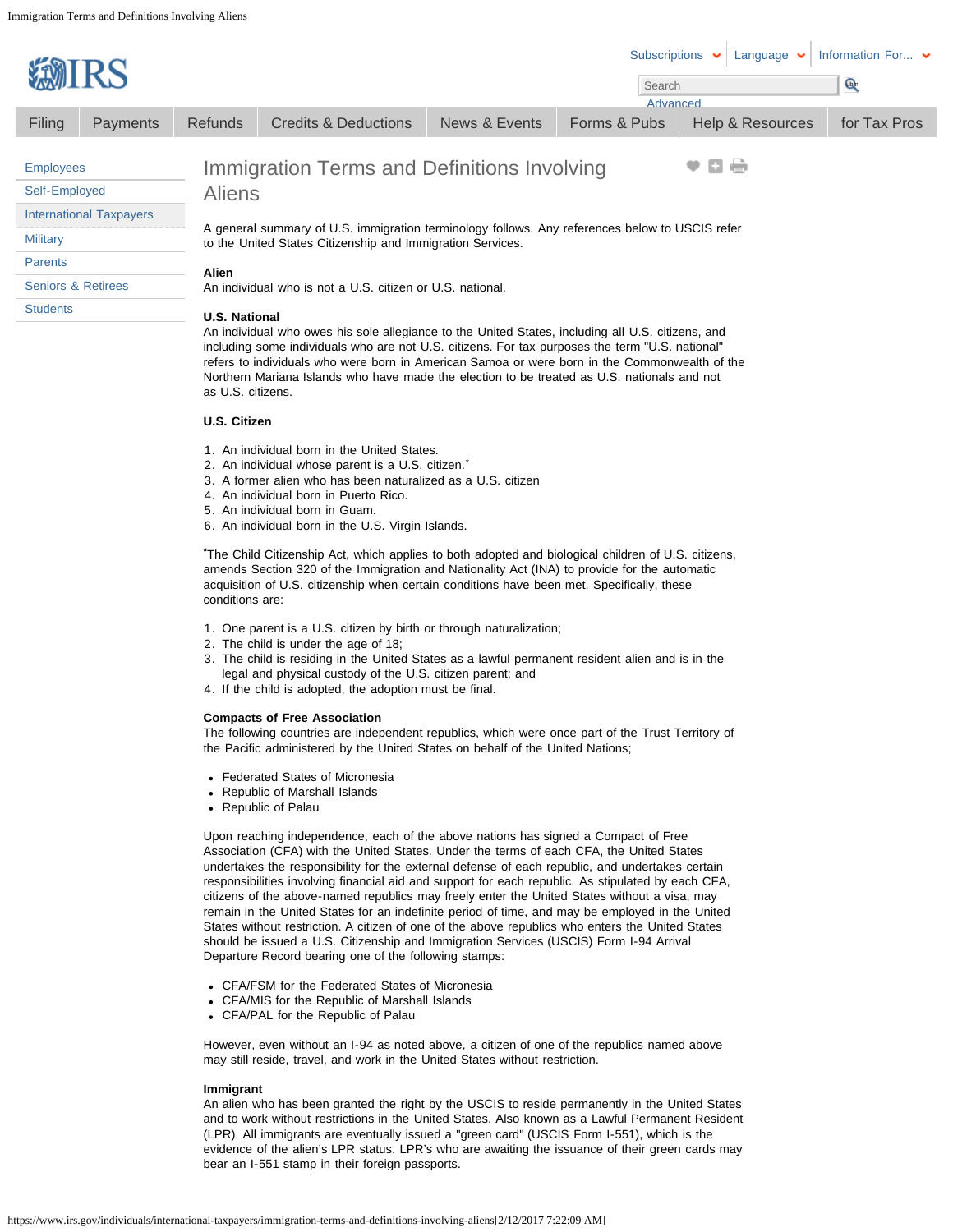# Immigration Terms and Definitions Involving Aliens

A general summary of U.S. immigration terminology follows. Any references below to USCIS refer to the United States Citizenship and Immigration Services.

**Alien**
An individual who is not a U.S. citizen or U.S. national.

**U.S. National**
An individual who owes his sole allegiance to the United States, including all U.S. citizens, and including some individuals who are not U.S. citizens. For tax purposes the term "U.S. national" refers to individuals who were born in American Samoa or were born in the Commonwealth of the Northern Mariana Islands who have made the election to be treated as U.S. nationals and not as U.S. citizens.

**U.S. Citizen**

1. An individual born in the United States.
2. An individual whose parent is a U.S. citizen.*
3. A former alien who has been naturalized as a U.S. citizen
4. An individual born in Puerto Rico.
5. An individual born in Guam.
6. An individual born in the U.S. Virgin Islands.

*The Child Citizenship Act, which applies to both adopted and biological children of U.S. citizens, amends Section 320 of the Immigration and Nationality Act (INA) to provide for the automatic acquisition of U.S. citizenship when certain conditions have been met. Specifically, these conditions are:

1. One parent is a U.S. citizen by birth or through naturalization;
2. The child is under the age of 18;
3. The child is residing in the United States as a lawful permanent resident alien and is in the legal and physical custody of the U.S. citizen parent; and
4. If the child is adopted, the adoption must be final.

**Compacts of Free Association**
The following countries are independent republics, which were once part of the Trust Territory of the Pacific administered by the United States on behalf of the United Nations;

- Federated States of Micronesia
- Republic of Marshall Islands
- Republic of Palau

Upon reaching independence, each of the above nations has signed a Compact of Free Association (CFA) with the United States. Under the terms of each CFA, the United States undertakes the responsibility for the external defense of each republic, and undertakes certain responsibilities involving financial aid and support for each republic. As stipulated by each CFA, citizens of the above-named republics may freely enter the United States without a visa, may remain in the United States for an indefinite period of time, and may be employed in the United States without restriction. A citizen of one of the above republics who enters the United States should be issued a U.S. Citizenship and Immigration Services (USCIS) Form I-94 Arrival Departure Record bearing one of the following stamps:

- CFA/FSM for the Federated States of Micronesia
- CFA/MIS for the Republic of Marshall Islands
- CFA/PAL for the Republic of Palau

However, even without an I-94 as noted above, a citizen of one of the republics named above may still reside, travel, and work in the United States without restriction.

**Immigrant**
An alien who has been granted the right by the USCIS to reside permanently in the United States and to work without restrictions in the United States. Also known as a Lawful Permanent Resident (LPR). All immigrants are eventually issued a "green card" (USCIS Form I-551), which is the evidence of the alien's LPR status. LPR's who are awaiting the issuance of their green cards may bear an I-551 stamp in their foreign passports.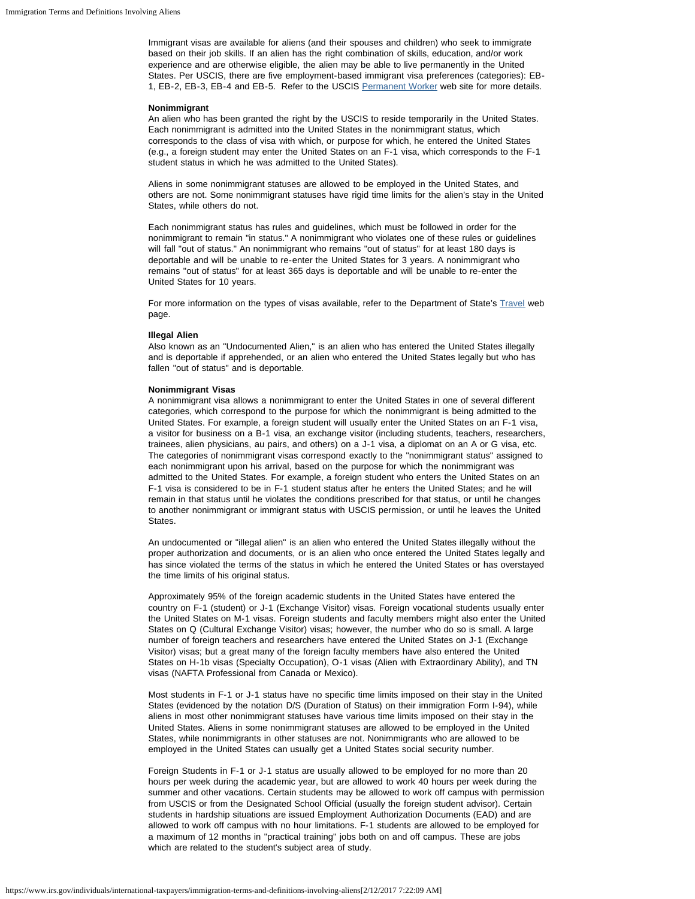Immigrant visas are available for aliens (and their spouses and children) who seek to immigrate based on their job skills. If an alien has the right combination of skills, education, and/or work experience and are otherwise eligible, the alien may be able to live permanently in the United States. Per USCIS, there are five employment-based immigrant visa preferences (categories): EB-1, EB-2, EB-3, EB-4 and EB-5. Refer to the USCIS Permanent Worker web site for more details.

**Nonimmigrant**

An alien who has been granted the right by the USCIS to reside temporarily in the United States. Each nonimmigrant is admitted into the United States in the nonimmigrant status, which corresponds to the class of visa with which, or purpose for which, he entered the United States (e.g., a foreign student may enter the United States on an F-1 visa, which corresponds to the F-1 student status in which he was admitted to the United States).

Aliens in some nonimmigrant statuses are allowed to be employed in the United States, and others are not. Some nonimmigrant statuses have rigid time limits for the alien's stay in the United States, while others do not.

Each nonimmigrant status has rules and guidelines, which must be followed in order for the nonimmigrant to remain "in status." A nonimmigrant who violates one of these rules or guidelines will fall "out of status." An nonimmigrant who remains "out of status" for at least 180 days is deportable and will be unable to re-enter the United States for 3 years. A nonimmigrant who remains "out of status" for at least 365 days is deportable and will be unable to re-enter the United States for 10 years.

For more information on the types of visas available, refer to the Department of State's Travel web page.

**Illegal Alien**

Also known as an "Undocumented Alien," is an alien who has entered the United States illegally and is deportable if apprehended, or an alien who entered the United States legally but who has fallen "out of status" and is deportable.

**Nonimmigrant Visas**

A nonimmigrant visa allows a nonimmigrant to enter the United States in one of several different categories, which correspond to the purpose for which the nonimmigrant is being admitted to the United States. For example, a foreign student will usually enter the United States on an F-1 visa, a visitor for business on a B-1 visa, an exchange visitor (including students, teachers, researchers, trainees, alien physicians, au pairs, and others) on a J-1 visa, a diplomat on an A or G visa, etc. The categories of nonimmigrant visas correspond exactly to the "nonimmigrant status" assigned to each nonimmigrant upon his arrival, based on the purpose for which the nonimmigrant was admitted to the United States. For example, a foreign student who enters the United States on an F-1 visa is considered to be in F-1 student status after he enters the United States; and he will remain in that status until he violates the conditions prescribed for that status, or until he changes to another nonimmigrant or immigrant status with USCIS permission, or until he leaves the United States.

An undocumented or "illegal alien" is an alien who entered the United States illegally without the proper authorization and documents, or is an alien who once entered the United States legally and has since violated the terms of the status in which he entered the United States or has overstayed the time limits of his original status.

Approximately 95% of the foreign academic students in the United States have entered the country on F-1 (student) or J-1 (Exchange Visitor) visas. Foreign vocational students usually enter the United States on M-1 visas. Foreign students and faculty members might also enter the United States on Q (Cultural Exchange Visitor) visas; however, the number who do so is small. A large number of foreign teachers and researchers have entered the United States on J-1 (Exchange Visitor) visas; but a great many of the foreign faculty members have also entered the United States on H-1b visas (Specialty Occupation), O-1 visas (Alien with Extraordinary Ability), and TN visas (NAFTA Professional from Canada or Mexico).

Most students in F-1 or J-1 status have no specific time limits imposed on their stay in the United States (evidenced by the notation D/S (Duration of Status) on their immigration Form I-94), while aliens in most other nonimmigrant statuses have various time limits imposed on their stay in the United States. Aliens in some nonimmigrant statuses are allowed to be employed in the United States, while nonimmigrants in other statuses are not. Nonimmigrants who are allowed to be employed in the United States can usually get a United States social security number.

Foreign Students in F-1 or J-1 status are usually allowed to be employed for no more than 20 hours per week during the academic year, but are allowed to work 40 hours per week during the summer and other vacations. Certain students may be allowed to work off campus with permission from USCIS or from the Designated School Official (usually the foreign student advisor). Certain students in hardship situations are issued Employment Authorization Documents (EAD) and are allowed to work off campus with no hour limitations. F-1 students are allowed to be employed for a maximum of 12 months in "practical training" jobs both on and off campus. These are jobs which are related to the student's subject area of study.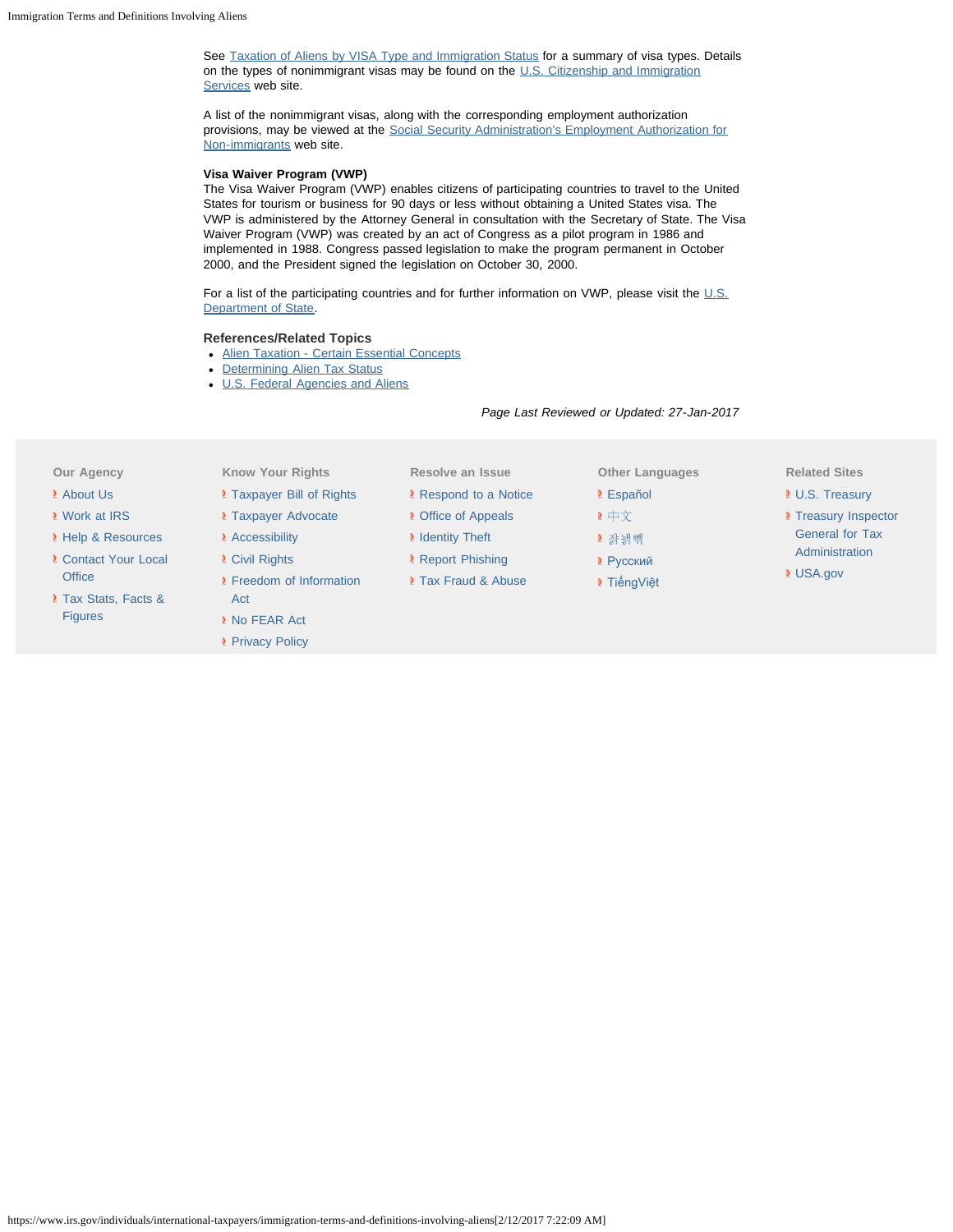See Taxation of Aliens by VISA Type and Immigration Status for a summary of visa types. Details on the types of nonimmigrant visas may be found on the U.S. Citizenship and Immigration Services web site.

A list of the nonimmigrant visas, along with the corresponding employment authorization provisions, may be viewed at the Social Security Administration's Employment Authorization for Non-immigrants web site.

**Visa Waiver Program (VWP)**

The Visa Waiver Program (VWP) enables citizens of participating countries to travel to the United States for tourism or business for 90 days or less without obtaining a United States visa. The VWP is administered by the Attorney General in consultation with the Secretary of State. The Visa Waiver Program (VWP) was created by an act of Congress as a pilot program in 1986 and implemented in 1988. Congress passed legislation to make the program permanent in October 2000, and the President signed the legislation on October 30, 2000.

For a list of the participating countries and for further information on VWP, please visit the U.S. Department of State.

**References/Related Topics**

- Alien Taxation - Certain Essential Concepts
- Determining Alien Tax Status
- U.S. Federal Agencies and Aliens

*Page Last Reviewed or Updated: 27-Jan-2017*

**Our Agency**

- About Us
- Work at IRS
- Help & Resources
- Contact Your Local Office
- Tax Stats, Facts & Figures

**Know Your Rights**

- Taxpayer Bill of Rights
- Taxpayer Advocate
- Accessibility
- Civil Rights
- Freedom of Information Act
- No FEAR Act
- Privacy Policy

**Resolve an Issue**

- Respond to a Notice
- Office of Appeals
- Identity Theft
- Report Phishing
- Tax Fraud & Abuse

**Other Languages**

- Español
- 中文
- 한국어
- Русский
- TiếngViệt

**Related Sites**

- U.S. Treasury
- Treasury Inspector General for Tax Administration
- USA.gov